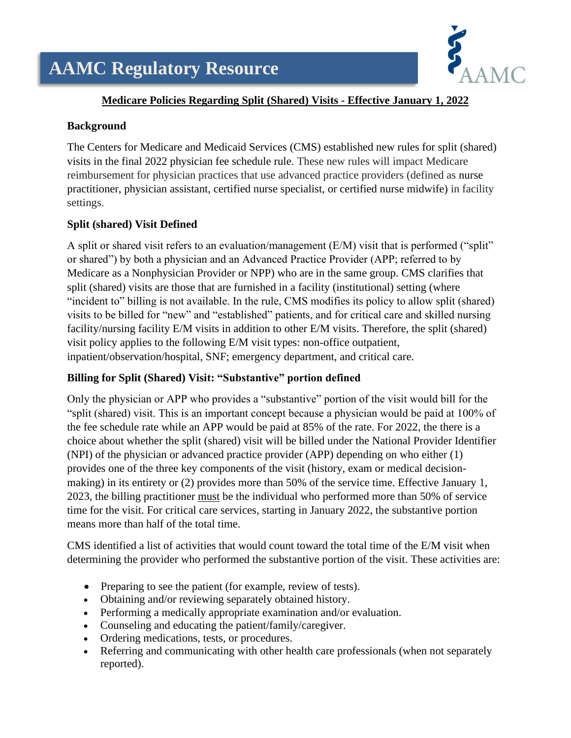# AAMC Regulatory Resource

**Medicare Policies Regarding Split (Shared) Visits - Effective January 1, 2022**

## Background

The Centers for Medicare and Medicaid Services (CMS) established new rules for split (shared) visits in the final 2022 physician fee schedule rule. These new rules will impact Medicare reimbursement for physician practices that use advanced practice providers (defined as nurse practitioner, physician assistant, certified nurse specialist, or certified nurse midwife) in facility settings.

## Split (shared) Visit Defined

A split or shared visit refers to an evaluation/management (E/M) visit that is performed ("split" or shared") by both a physician and an Advanced Practice Provider (APP; referred to by Medicare as a Nonphysician Provider or NPP) who are in the same group. CMS clarifies that split (shared) visits are those that are furnished in a facility (institutional) setting (where "incident to" billing is not available. In the rule, CMS modifies its policy to allow split (shared) visits to be billed for "new" and "established" patients, and for critical care and skilled nursing facility/nursing facility E/M visits in addition to other E/M visits. Therefore, the split (shared) visit policy applies to the following E/M visit types: non-office outpatient, inpatient/observation/hospital, SNF; emergency department, and critical care.

## Billing for Split (Shared) Visit: "Substantive" portion defined

Only the physician or APP who provides a "substantive" portion of the visit would bill for the "split (shared) visit. This is an important concept because a physician would be paid at 100% of the fee schedule rate while an APP would be paid at 85% of the rate. For 2022, the there is a choice about whether the split (shared) visit will be billed under the National Provider Identifier (NPI) of the physician or advanced practice provider (APP) depending on who either (1) provides one of the three key components of the visit (history, exam or medical decision-making) in its entirety or (2) provides more than 50% of the service time. Effective January 1, 2023, the billing practitioner must be the individual who performed more than 50% of service time for the visit. For critical care services, starting in January 2022, the substantive portion means more than half of the total time.

CMS identified a list of activities that would count toward the total time of the E/M visit when determining the provider who performed the substantive portion of the visit. These activities are:

- Preparing to see the patient (for example, review of tests).
- Obtaining and/or reviewing separately obtained history.
- Performing a medically appropriate examination and/or evaluation.
- Counseling and educating the patient/family/caregiver.
- Ordering medications, tests, or procedures.
- Referring and communicating with other health care professionals (when not separately reported).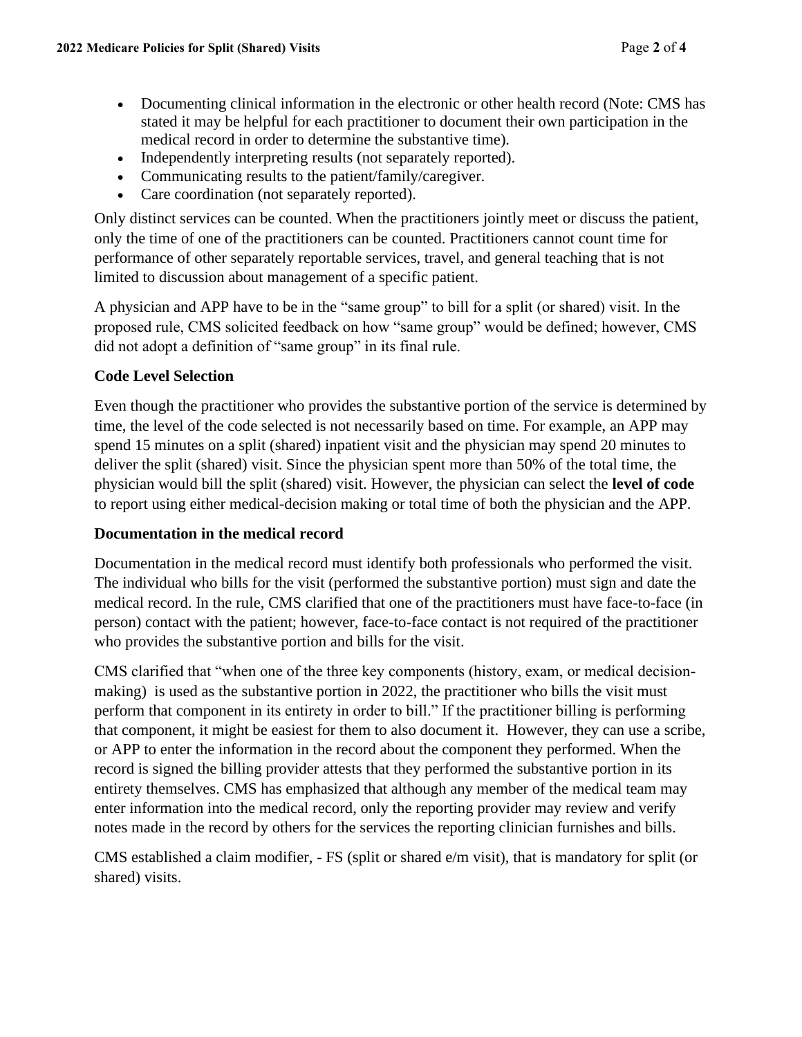- Documenting clinical information in the electronic or other health record (Note: CMS has stated it may be helpful for each practitioner to document their own participation in the medical record in order to determine the substantive time).
- Independently interpreting results (not separately reported).
- Communicating results to the patient/family/caregiver.
- Care coordination (not separately reported).

Only distinct services can be counted. When the practitioners jointly meet or discuss the patient, only the time of one of the practitioners can be counted. Practitioners cannot count time for performance of other separately reportable services, travel, and general teaching that is not limited to discussion about management of a specific patient.

A physician and APP have to be in the "same group" to bill for a split (or shared) visit. In the proposed rule, CMS solicited feedback on how "same group" would be defined; however, CMS did not adopt a definition of "same group" in its final rule.

**Code Level Selection**

Even though the practitioner who provides the substantive portion of the service is determined by time, the level of the code selected is not necessarily based on time. For example, an APP may spend 15 minutes on a split (shared) inpatient visit and the physician may spend 20 minutes to deliver the split (shared) visit. Since the physician spent more than 50% of the total time, the physician would bill the split (shared) visit. However, the physician can select the **level of code** to report using either medical-decision making or total time of both the physician and the APP.

**Documentation in the medical record**

Documentation in the medical record must identify both professionals who performed the visit. The individual who bills for the visit (performed the substantive portion) must sign and date the medical record. In the rule, CMS clarified that one of the practitioners must have face-to-face (in person) contact with the patient; however, face-to-face contact is not required of the practitioner who provides the substantive portion and bills for the visit.

CMS clarified that "when one of the three key components (history, exam, or medical decision-making) is used as the substantive portion in 2022, the practitioner who bills the visit must perform that component in its entirety in order to bill." If the practitioner billing is performing that component, it might be easiest for them to also document it. However, they can use a scribe, or APP to enter the information in the record about the component they performed. When the record is signed the billing provider attests that they performed the substantive portion in its entirety themselves. CMS has emphasized that although any member of the medical team may enter information into the medical record, only the reporting provider may review and verify notes made in the record by others for the services the reporting clinician furnishes and bills.

CMS established a claim modifier, - FS (split or shared e/m visit), that is mandatory for split (or shared) visits.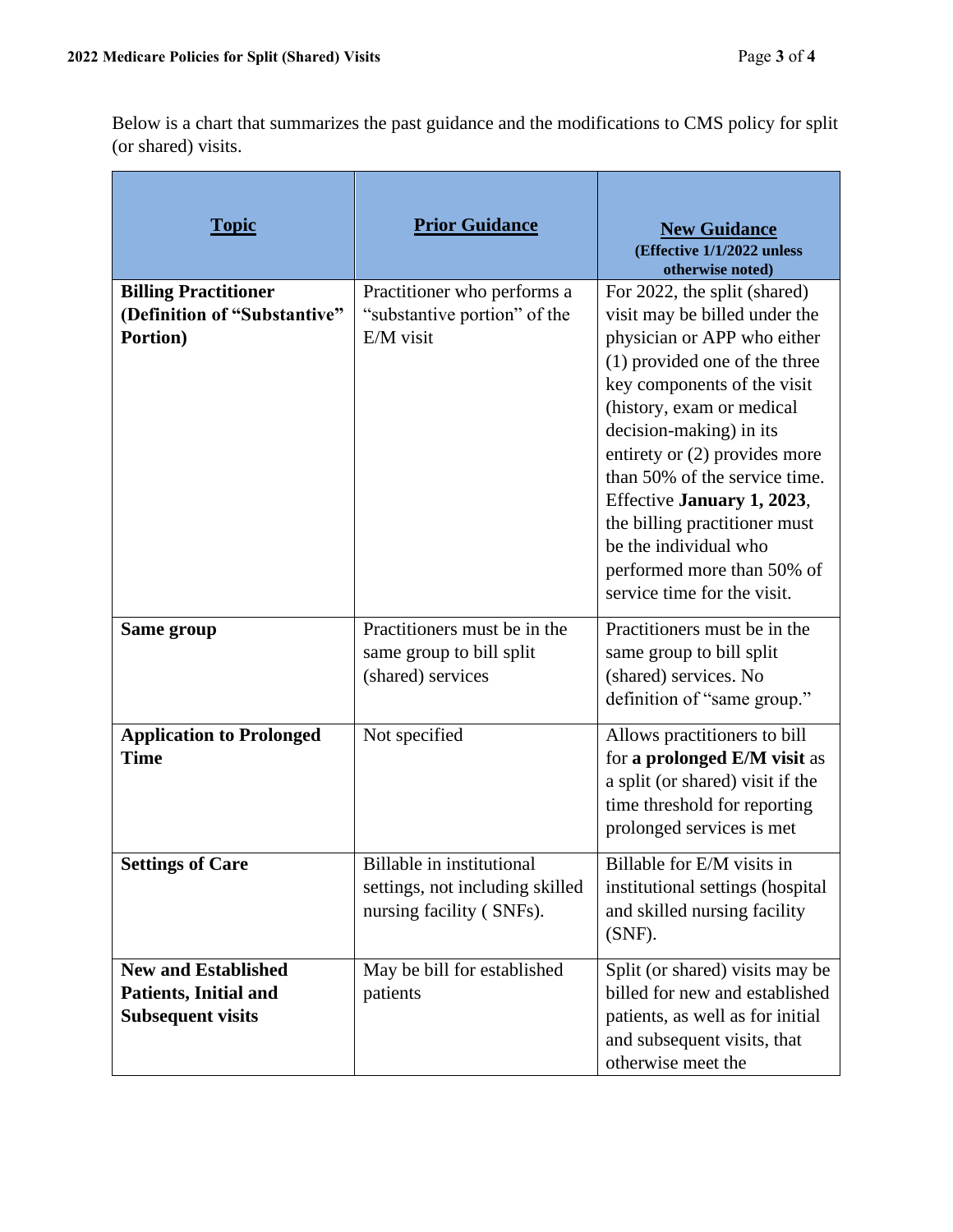Below is a chart that summarizes the past guidance and the modifications to CMS policy for split (or shared) visits.

| **Topic** | **Prior Guidance** | **New Guidance** (Effective 1/1/2022 unless otherwise noted) |
|---|---|---|
| **Billing Practitioner (Definition of "Substantive" Portion)** | Practitioner who performs a "substantive portion" of the E/M visit | For 2022, the split (shared) visit may be billed under the physician or APP who either (1) provided one of the three key components of the visit (history, exam or medical decision-making) in its entirety or (2) provides more than 50% of the service time. Effective **January 1, 2023**, the billing practitioner must be the individual who performed more than 50% of service time for the visit. |
| **Same group** | Practitioners must be in the same group to bill split (shared) services | Practitioners must be in the same group to bill split (shared) services. No definition of "same group." |
| **Application to Prolonged Time** | Not specified | Allows practitioners to bill for **a prolonged E/M visit** as a split (or shared) visit if the time threshold for reporting prolonged services is met |
| **Settings of Care** | Billable in institutional settings, not including skilled nursing facility ( SNFs). | Billable for E/M visits in institutional settings (hospital and skilled nursing facility (SNF). |
| **New and Established Patients, Initial and Subsequent visits** | May be bill for established patients | Split (or shared) visits may be billed for new and established patients, as well as for initial and subsequent visits, that otherwise meet the |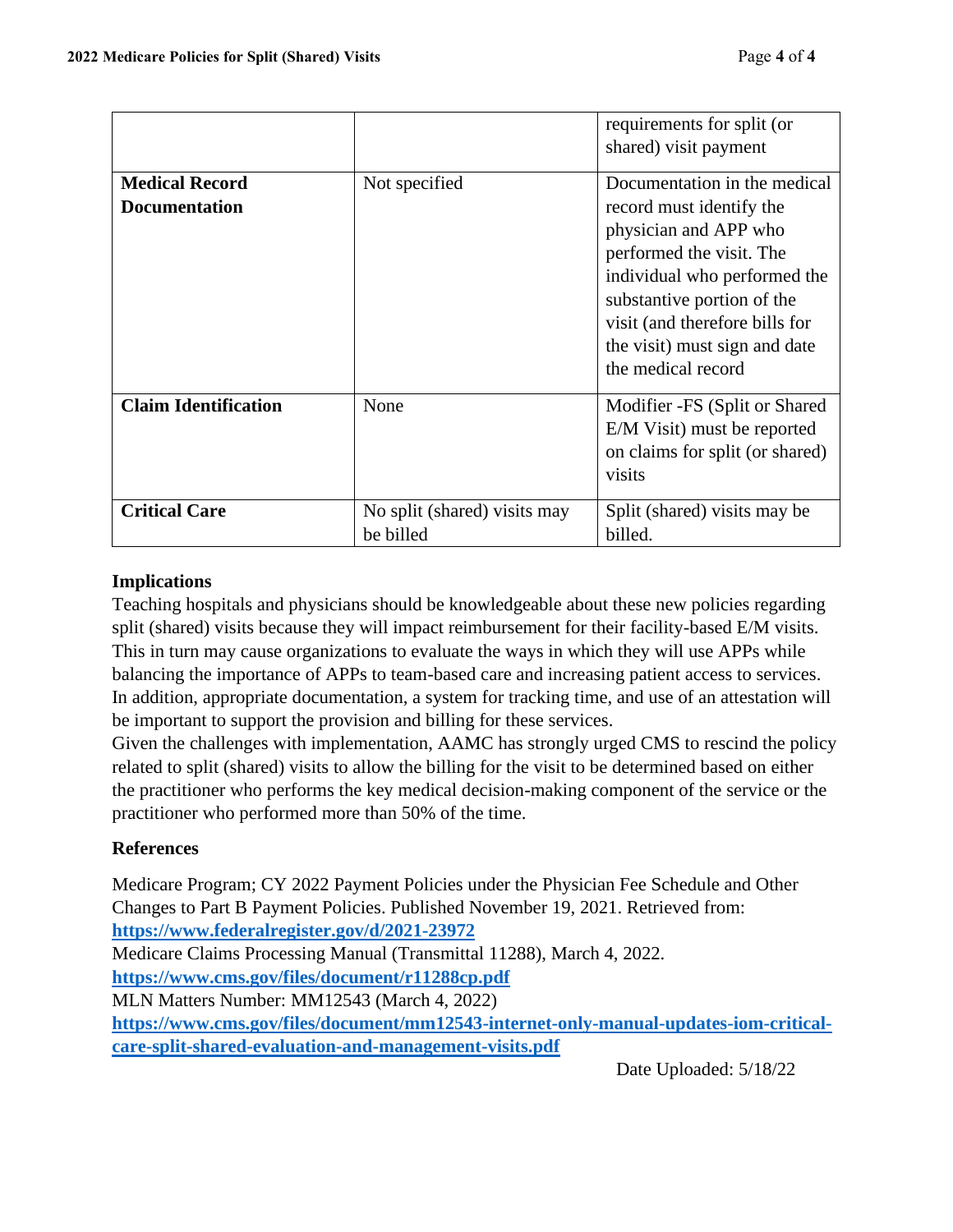| | | |
|---|---|---|
| | | requirements for split (or shared) visit payment |
| **Medical Record Documentation** | Not specified | Documentation in the medical record must identify the physician and APP who performed the visit. The individual who performed the substantive portion of the visit (and therefore bills for the visit) must sign and date the medical record |
| **Claim Identification** | None | Modifier -FS (Split or Shared E/M Visit) must be reported on claims for split (or shared) visits |
| **Critical Care** | No split (shared) visits may be billed | Split (shared) visits may be billed. |

**Implications**

Teaching hospitals and physicians should be knowledgeable about these new policies regarding split (shared) visits because they will impact reimbursement for their facility-based E/M visits. This in turn may cause organizations to evaluate the ways in which they will use APPs while balancing the importance of APPs to team-based care and increasing patient access to services. In addition, appropriate documentation, a system for tracking time, and use of an attestation will be important to support the provision and billing for these services.

Given the challenges with implementation, AAMC has strongly urged CMS to rescind the policy related to split (shared) visits to allow the billing for the visit to be determined based on either the practitioner who performs the key medical decision-making component of the service or the practitioner who performed more than 50% of the time.

**References**

Medicare Program; CY 2022 Payment Policies under the Physician Fee Schedule and Other Changes to Part B Payment Policies. Published November 19, 2021. Retrieved from: **https://www.federalregister.gov/d/2021-23972**

Medicare Claims Processing Manual (Transmittal 11288), March 4, 2022. **https://www.cms.gov/files/document/r11288cp.pdf**

MLN Matters Number: MM12543 (March 4, 2022) **https://www.cms.gov/files/document/mm12543-internet-only-manual-updates-iom-critical-care-split-shared-evaluation-and-management-visits.pdf**

Date Uploaded: 5/18/22